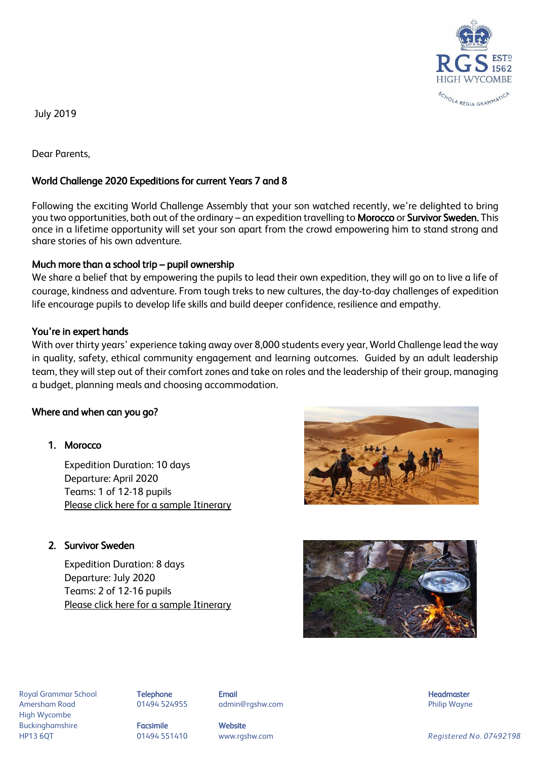July 2019

Dear Parents,

## World Challenge 2020 Expeditions for current Years 7 and 8

Following the exciting World Challenge Assembly that your son watched recently, we're delighted to bring you two opportunities, both out of the ordinary – an expedition travelling to **Morocco** or **Survivor Sweden.** This once in a lifetime opportunity will set your son apart from the crowd empowering him to stand strong and share stories of his own adventure.

### Much more than a school trip – pupil ownership

We share a belief that by empowering the pupils to lead their own expedition, they will go on to live a life of courage, kindness and adventure. From tough treks to new cultures, the day-to-day challenges of expedition life encourage pupils to develop life skills and build deeper confidence, resilience and empathy.

### You're in expert hands

With over thirty years' experience taking away over 8,000 students every year, World Challenge lead the way in quality, safety, ethical community engagement and learning outcomes. Guided by an adult leadership team, they will step out of their comfort zones and take on roles and the leadership of their group, managing a budget, planning meals and choosing accommodation.

### Where and when can you go?

1. **Morocco**

   Expedition Duration: 10 days
   Departure: April 2020
   Teams: 1 of 12-18 pupils
   Please click here for a sample Itinerary

2. **Survivor Sweden**

   Expedition Duration: 8 days
   Departure: July 2020
   Teams: 2 of 12-16 pupils
   Please click here for a sample Itinerary

Royal Grammar School
Amersham Road
High Wycombe
Buckinghamshire
HP13 6QT

**Telephone** 01494 524955
**Facsimile** 01494 551410
**Email** admin@rgshw.com
**Website** www.rgshw.com
**Headmaster** Philip Wayne

*Registered No. 07492198*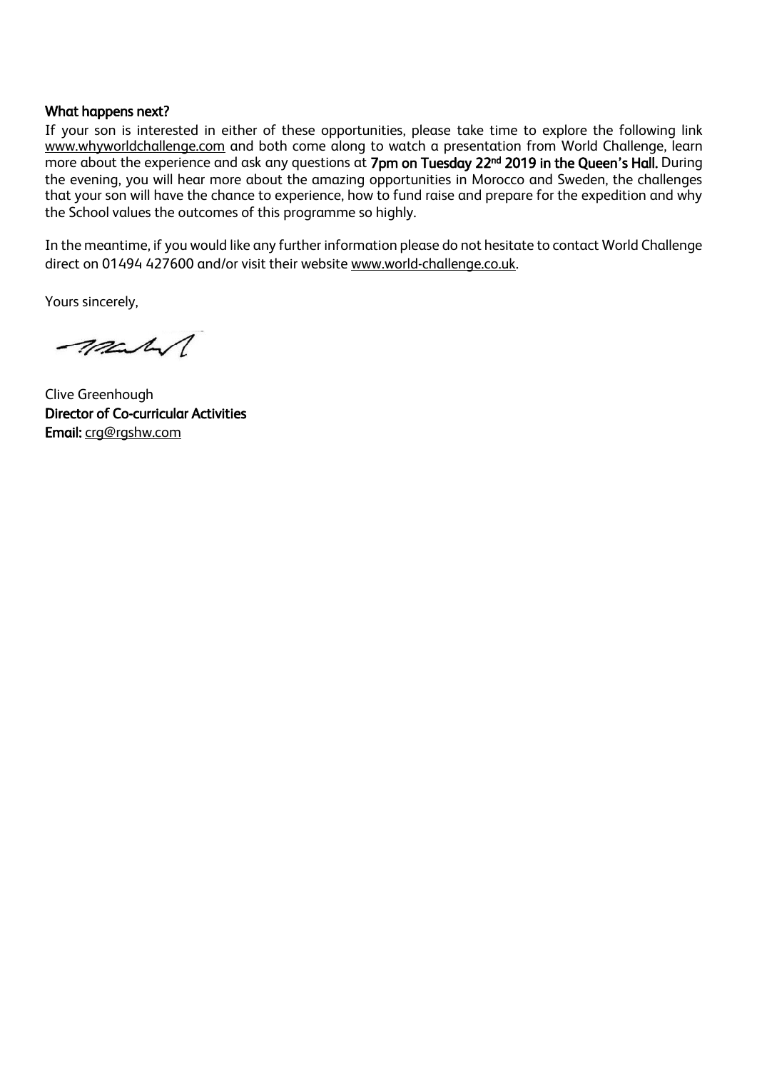**What happens next?**

If your son is interested in either of these opportunities, please take time to explore the following link www.whyworldchallenge.com and both come along to watch a presentation from World Challenge, learn more about the experience and ask any questions at **7pm on Tuesday 22nd 2019 in the Queen's Hall.** During the evening, you will hear more about the amazing opportunities in Morocco and Sweden, the challenges that your son will have the chance to experience, how to fund raise and prepare for the expedition and why the School values the outcomes of this programme so highly.

In the meantime, if you would like any further information please do not hesitate to contact World Challenge direct on 01494 427600 and/or visit their website www.world-challenge.co.uk.

Yours sincerely,

Clive Greenhough
**Director of Co-curricular Activities**
**Email:** crg@rgshw.com